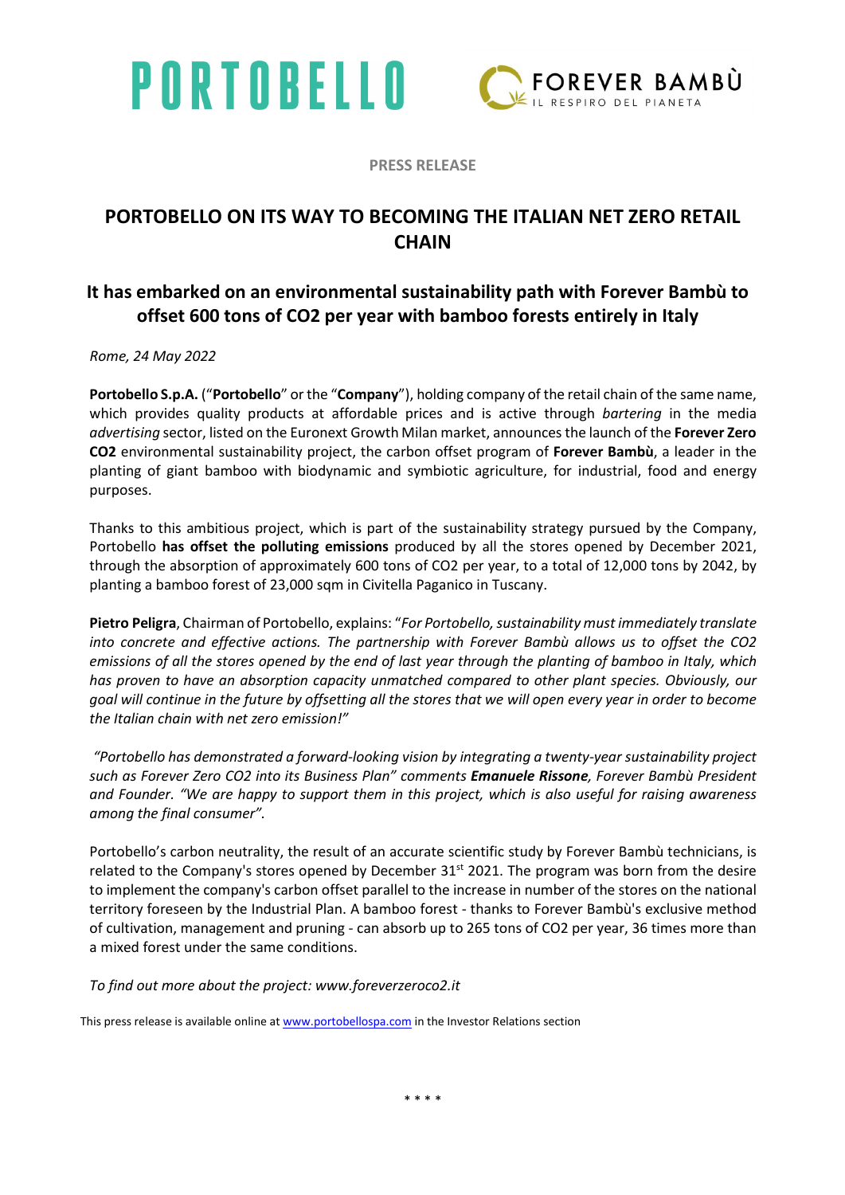PORTOBELLO

FOREVER BAMBÙ
IL RESPIRO DEL PIANETA

PRESS RELEASE

# PORTOBELLO ON ITS WAY TO BECOMING THE ITALIAN NET ZERO RETAIL CHAIN

## It has embarked on an environmental sustainability path with Forever Bambù to offset 600 tons of $CO_2$ per year with bamboo forests entirely in Italy

*Rome, 24 May 2022*

**Portobello S.p.A.** ("**Portobello**" or the "**Company**"), holding company of the retail chain of the same name, which provides quality products at affordable prices and is active through *bartering* in the media *advertising* sector, listed on the Euronext Growth Milan market, announces the launch of the **Forever Zero CO2** environmental sustainability project, the carbon offset program of **Forever Bambù**, a leader in the planting of giant bamboo with biodynamic and symbiotic agriculture, for industrial, food and energy purposes.

Thanks to this ambitious project, which is part of the sustainability strategy pursued by the Company, Portobello **has offset the polluting emissions** produced by all the stores opened by December 2021, through the absorption of approximately 600 tons of $CO_2$ per year, to a total of 12,000 tons by 2042, by planting a bamboo forest of 23,000 sqm in Civitella Paganico in Tuscany.

**Pietro Peligra**, Chairman of Portobello, explains: "*For Portobello, sustainability must immediately translate into concrete and effective actions. The partnership with Forever Bambù allows us to offset the $CO_2$ emissions of all the stores opened by the end of last year through the planting of bamboo in Italy, which has proven to have an absorption capacity unmatched compared to other plant species. Obviously, our goal will continue in the future by offsetting all the stores that we will open every year in order to become the Italian chain with net zero emission!"*

*"Portobello has demonstrated a forward-looking vision by integrating a twenty-year sustainability project such as Forever Zero CO2 into its Business Plan" comments **Emanuele Rissone**, Forever Bambù President and Founder. "We are happy to support them in this project, which is also useful for raising awareness among the final consumer".*

Portobello's carbon neutrality, the result of an accurate scientific study by Forever Bambù technicians, is related to the Company's stores opened by December 31st 2021. The program was born from the desire to implement the company's carbon offset parallel to the increase in number of the stores on the national territory foreseen by the Industrial Plan. A bamboo forest - thanks to Forever Bambù's exclusive method of cultivation, management and pruning - can absorb up to 265 tons of $CO_2$ per year, 36 times more than a mixed forest under the same conditions.

*To find out more about the project: www.foreverzeroco2.it*

This press release is available online at www.portobellospa.com in the Investor Relations section

\* \* \* \*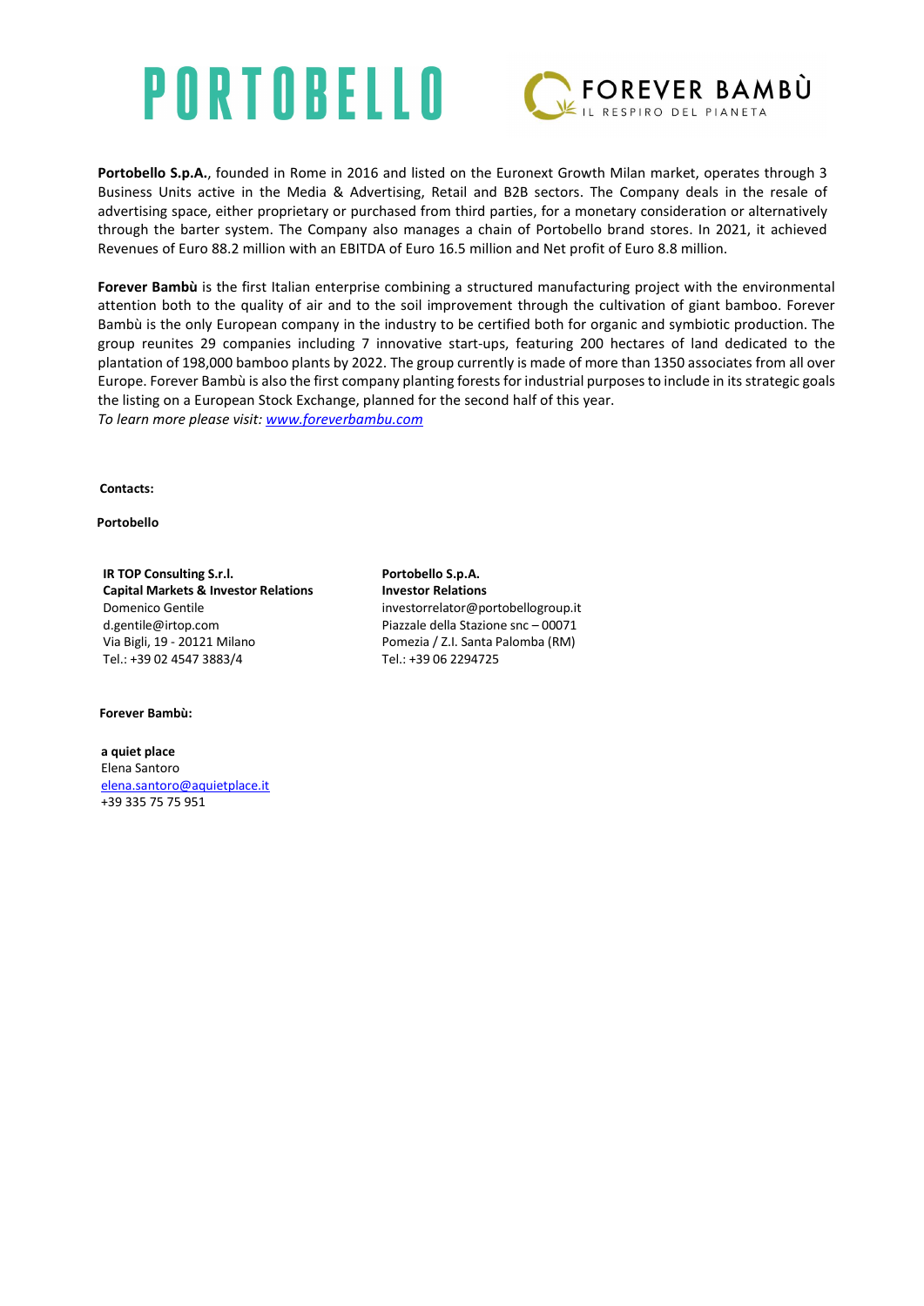**Portobello S.p.A.**, founded in Rome in 2016 and listed on the Euronext Growth Milan market, operates through 3 Business Units active in the Media & Advertising, Retail and B2B sectors. The Company deals in the resale of advertising space, either proprietary or purchased from third parties, for a monetary consideration or alternatively through the barter system. The Company also manages a chain of Portobello brand stores. In 2021, it achieved Revenues of Euro 88.2 million with an EBITDA of Euro 16.5 million and Net profit of Euro 8.8 million.

**Forever Bambù** is the first Italian enterprise combining a structured manufacturing project with the environmental attention both to the quality of air and to the soil improvement through the cultivation of giant bamboo. Forever Bambù is the only European company in the industry to be certified both for organic and symbiotic production. The group reunites 29 companies including 7 innovative start-ups, featuring 200 hectares of land dedicated to the plantation of 198,000 bamboo plants by 2022. The group currently is made of more than 1350 associates from all over Europe. Forever Bambù is also the first company planting forests for industrial purposes to include in its strategic goals the listing on a European Stock Exchange, planned for the second half of this year.
*To learn more please visit: www.foreverbambu.com*

**Contacts:**

**Portobello**

**IR TOP Consulting S.r.l.**
**Capital Markets & Investor Relations**
Domenico Gentile
d.gentile@irtop.com
Via Bigli, 19 - 20121 Milano
Tel.: +39 02 4547 3883/4

**Portobello S.p.A.**
**Investor Relations**
investorrelator@portobellogroup.it
Piazzale della Stazione snc – 00071
Pomezia / Z.I. Santa Palomba (RM)
Tel.: +39 06 2294725

**Forever Bambù:**

**a quiet place**
Elena Santoro
elena.santoro@aquietplace.it
+39 335 75 75 951